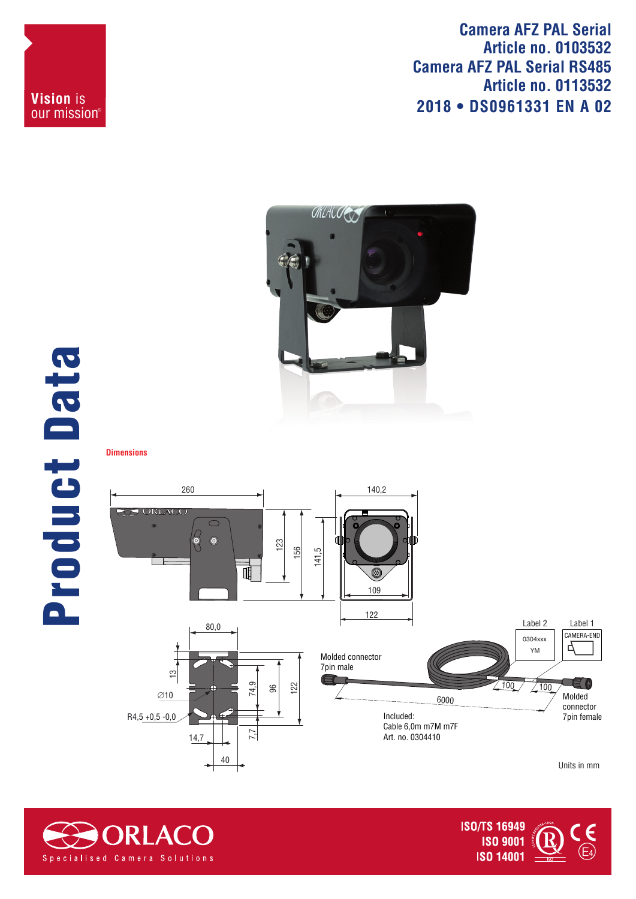Vision is our mission®

# Camera AFZ PAL Serial
## Article no. 0103532
# Camera AFZ PAL Serial RS485
## Article no. 0113532
## 2018 • DS0961331 EN A 02

# Product Data

### Dimensions

260

123

156

141,5

140,2

109

122

80,0

13

∅10

R4,5 +0,5 -0,0

14,7

40

74,9

96

122

7,7

Molded connector
7pin male

Label 2
0304xxx
YM

Label 1
CAMERA-END

100

100

6000

Molded connector
7pin female

Included:
Cable 6,0m m7M m7F
Art. no. 0304410

Units in mm

ORLACO
Specialised Camera Solutions

ISO/TS 16949
ISO 9001
ISO 14001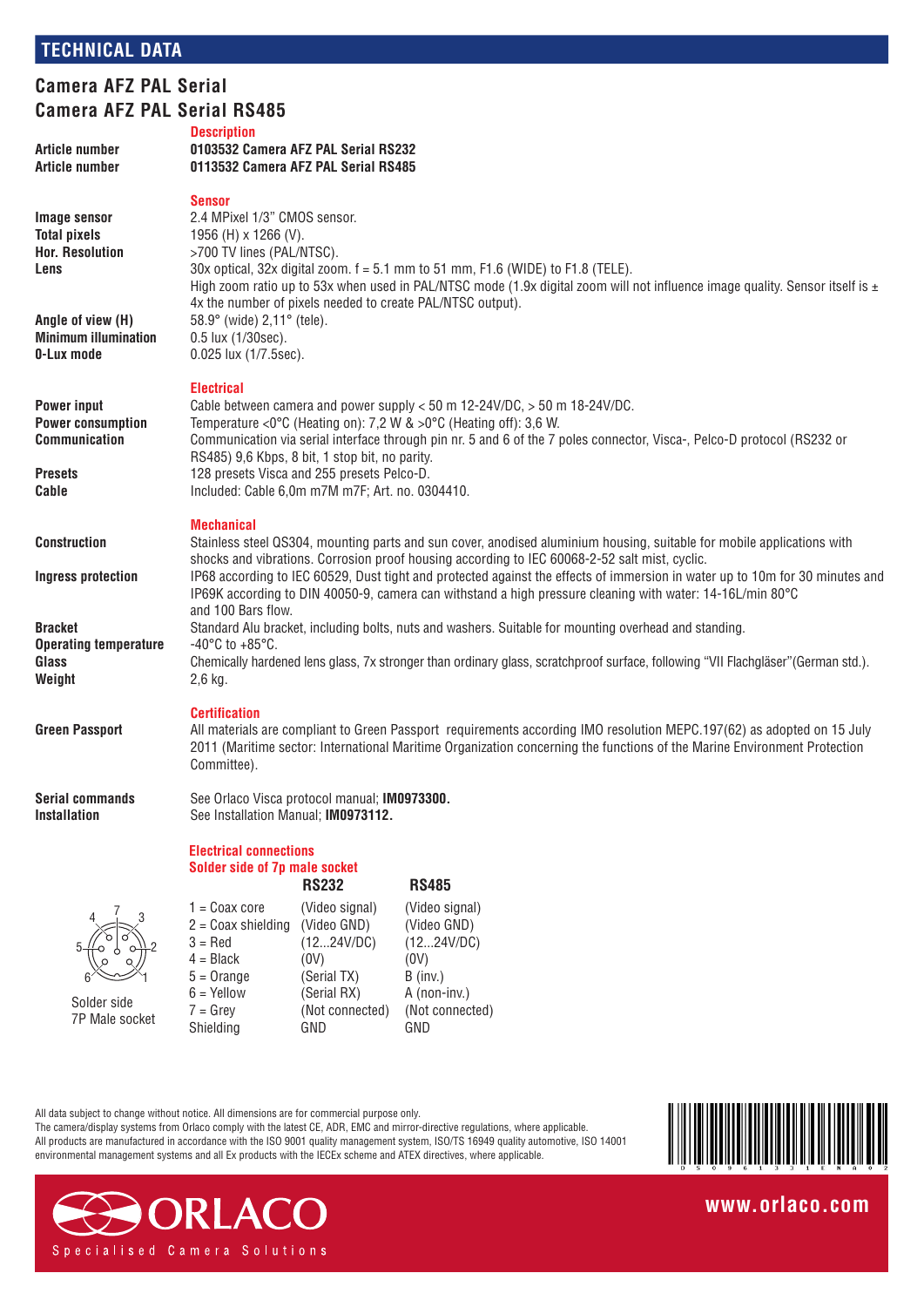## TECHNICAL DATA

### Camera AFZ PAL Serial
### Camera AFZ PAL Serial RS485

| | |
|---|---|
| | **Description** |
| **Article number** | **0103532 Camera AFZ PAL Serial RS232** |
| **Article number** | **0113532 Camera AFZ PAL Serial RS485** |
| | **Sensor** |
| **Image sensor** | 2.4 MPixel 1/3" CMOS sensor. |
| **Total pixels** | 1956 (H) x 1266 (V). |
| **Hor. Resolution** | >700 TV lines (PAL/NTSC). |
| **Lens** | 30x optical, 32x digital zoom. f = 5.1 mm to 51 mm, F1.6 (WIDE) to F1.8 (TELE). High zoom ratio up to 53x when used in PAL/NTSC mode (1.9x digital zoom will not influence image quality. Sensor itself is ± 4x the number of pixels needed to create PAL/NTSC output). |
| **Angle of view (H)** | 58.9° (wide) 2,11° (tele). |
| **Minimum illumination** | 0.5 lux (1/30sec). |
| **0-Lux mode** | 0.025 lux (1/7.5sec). |
| | **Electrical** |
| **Power input** | Cable between camera and power supply < 50 m 12-24V/DC, > 50 m 18-24V/DC. |
| **Power consumption** | Temperature <0°C (Heating on): 7,2 W & >0°C (Heating off): 3,6 W. |
| **Communication** | Communication via serial interface through pin nr. 5 and 6 of the 7 poles connector, Visca-, Pelco-D protocol (RS232 or RS485) 9,6 Kbps, 8 bit, 1 stop bit, no parity. |
| **Presets** | 128 presets Visca and 255 presets Pelco-D. |
| **Cable** | Included: Cable 6,0m m7M m7F; Art. no. 0304410. |
| | **Mechanical** |
| **Construction** | Stainless steel QS304, mounting parts and sun cover, anodised aluminium housing, suitable for mobile applications with shocks and vibrations. Corrosion proof housing according to IEC 60068-2-52 salt mist, cyclic. |
| **Ingress protection** | IP68 according to IEC 60529, Dust tight and protected against the effects of immersion in water up to 10m for 30 minutes and IP69K according to DIN 40050-9, camera can withstand a high pressure cleaning with water: 14-16L/min 80°C and 100 Bars flow. |
| **Bracket** | Standard Alu bracket, including bolts, nuts and washers. Suitable for mounting overhead and standing. |
| **Operating temperature** | -40°C to +85°C. |
| **Glass** | Chemically hardened lens glass, 7x stronger than ordinary glass, scratchproof surface, following "VII Flachgläser"(German std.). |
| **Weight** | 2,6 kg. |
| | **Certification** |
| **Green Passport** | All materials are compliant to Green Passport requirements according IMO resolution MEPC.197(62) as adopted on 15 July 2011 (Maritime sector: International Maritime Organization concerning the functions of the Marine Environment Protection Committee). |
| **Serial commands** | See Orlaco Visca protocol manual; **IM0973300.** |
| **Installation** | See Installation Manual; **IM0973112.** |

**Electrical connections**
**Solder side of 7p male socket**

| | **RS232** | **RS485** |
|---|---|---|
| 1 = Coax core | (Video signal) | (Video signal) |
| 2 = Coax shielding | (Video GND) | (Video GND) |
| 3 = Red | (12...24V/DC) | (12...24V/DC) |
| 4 = Black | (0V) | (0V) |
| 5 = Orange | (Serial TX) | B (inv.) |
| 6 = Yellow | (Serial RX) | A (non-inv.) |
| 7 = Grey | (Not connected) | (Not connected) |
| Shielding | GND | GND |

Solder side
7P Male socket

All data subject to change without notice. All dimensions are for commercial purpose only.
The camera/display systems from Orlaco comply with the latest CE, ADR, EMC and mirror-directive regulations, where applicable.
All products are manufactured in accordance with the ISO 9001 quality management system, ISO/TS 16949 quality automotive, ISO 14001 environmental management systems and all Ex products with the IECEx scheme and ATEX directives, where applicable.

ORLACO
Specialised Camera Solutions

www.orlaco.com